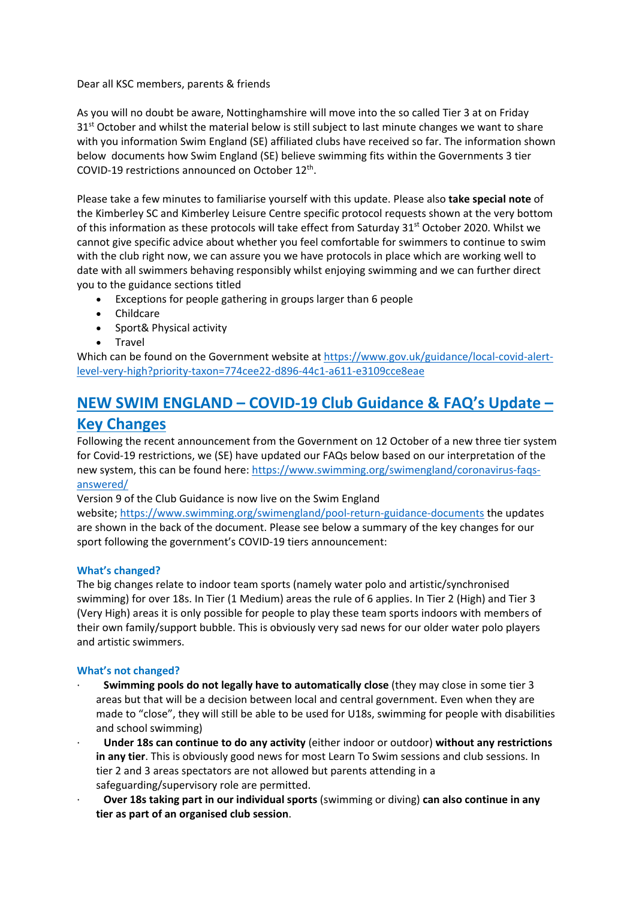Dear all KSC members, parents & friends

As you will no doubt be aware, Nottinghamshire will move into the so called Tier 3 at on Friday 31st October and whilst the material below is still subject to last minute changes we want to share with you information Swim England (SE) affiliated clubs have received so far. The information shown below documents how Swim England (SE) believe swimming fits within the Governments 3 tier COVID-19 restrictions announced on October 12th.

Please take a few minutes to familiarise yourself with this update. Please also **take special note** of the Kimberley SC and Kimberley Leisure Centre specific protocol requests shown at the very bottom of this information as these protocols will take effect from Saturday 31st October 2020. Whilst we cannot give specific advice about whether you feel comfortable for swimmers to continue to swim with the club right now, we can assure you we have protocols in place which are working well to date with all swimmers behaving responsibly whilst enjoying swimming and we can further direct you to the guidance sections titled

- Exceptions for people gathering in groups larger than 6 people
- Childcare
- Sport& Physical activity
- Travel

Which can be found on the Government website at https://www.gov.uk/guidance/local-covid-alert-level-very-high?priority-taxon=774cee22-d896-44c1-a611-e3109cce8eae

## NEW SWIM ENGLAND – COVID-19 Club Guidance & FAQ's Update – Key Changes

Following the recent announcement from the Government on 12 October of a new three tier system for Covid-19 restrictions, we (SE) have updated our FAQs below based on our interpretation of the new system, this can be found here: https://www.swimming.org/swimengland/coronavirus-faqs-answered/

Version 9 of the Club Guidance is now live on the Swim England website; https://www.swimming.org/swimengland/pool-return-guidance-documents the updates are shown in the back of the document. Please see below a summary of the key changes for our sport following the government's COVID-19 tiers announcement:

### What's changed?

The big changes relate to indoor team sports (namely water polo and artistic/synchronised swimming) for over 18s. In Tier (1 Medium) areas the rule of 6 applies. In Tier 2 (High) and Tier 3 (Very High) areas it is only possible for people to play these team sports indoors with members of their own family/support bubble. This is obviously very sad news for our older water polo players and artistic swimmers.

### What's not changed?

- **Swimming pools do not legally have to automatically close** (they may close in some tier 3 areas but that will be a decision between local and central government. Even when they are made to "close", they will still be able to be used for U18s, swimming for people with disabilities and school swimming)
- **Under 18s can continue to do any activity** (either indoor or outdoor) **without any restrictions in any tier**. This is obviously good news for most Learn To Swim sessions and club sessions. In tier 2 and 3 areas spectators are not allowed but parents attending in a safeguarding/supervisory role are permitted.
- **Over 18s taking part in our individual sports** (swimming or diving) **can also continue in any tier as part of an organised club session**.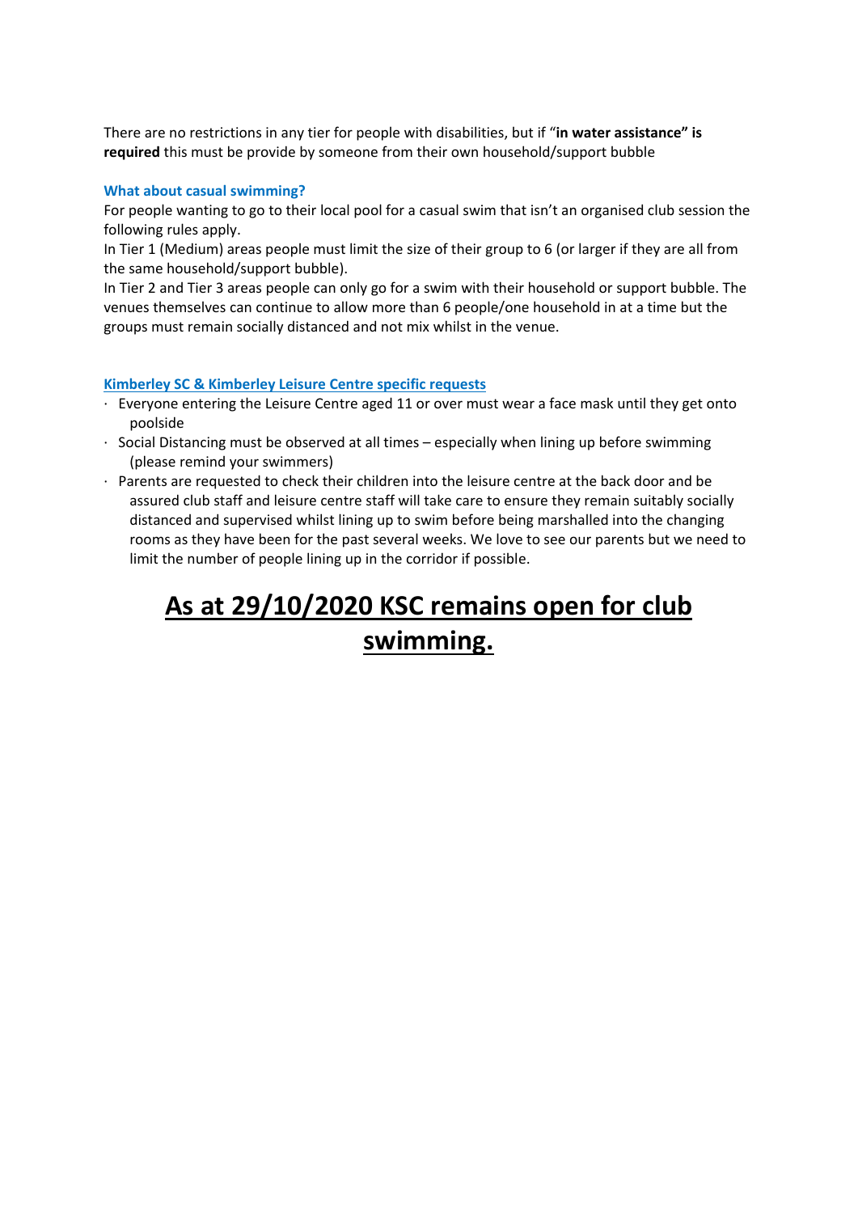There are no restrictions in any tier for people with disabilities, but if "**in water assistance" is required** this must be provide by someone from their own household/support bubble

### What about casual swimming?

For people wanting to go to their local pool for a casual swim that isn't an organised club session the following rules apply.

In Tier 1 (Medium) areas people must limit the size of their group to 6 (or larger if they are all from the same household/support bubble).

In Tier 2 and Tier 3 areas people can only go for a swim with their household or support bubble. The venues themselves can continue to allow more than 6 people/one household in at a time but the groups must remain socially distanced and not mix whilst in the venue.

### <u>Kimberley SC & Kimberley Leisure Centre specific requests</u>

- Everyone entering the Leisure Centre aged 11 or over must wear a face mask until they get onto poolside
- Social Distancing must be observed at all times – especially when lining up before swimming (please remind your swimmers)
- Parents are requested to check their children into the leisure centre at the back door and be assured club staff and leisure centre staff will take care to ensure they remain suitably socially distanced and supervised whilst lining up to swim before being marshalled into the changing rooms as they have been for the past several weeks. We love to see our parents but we need to limit the number of people lining up in the corridor if possible.

# <u>As at 29/10/2020 KSC remains open for club swimming.</u>